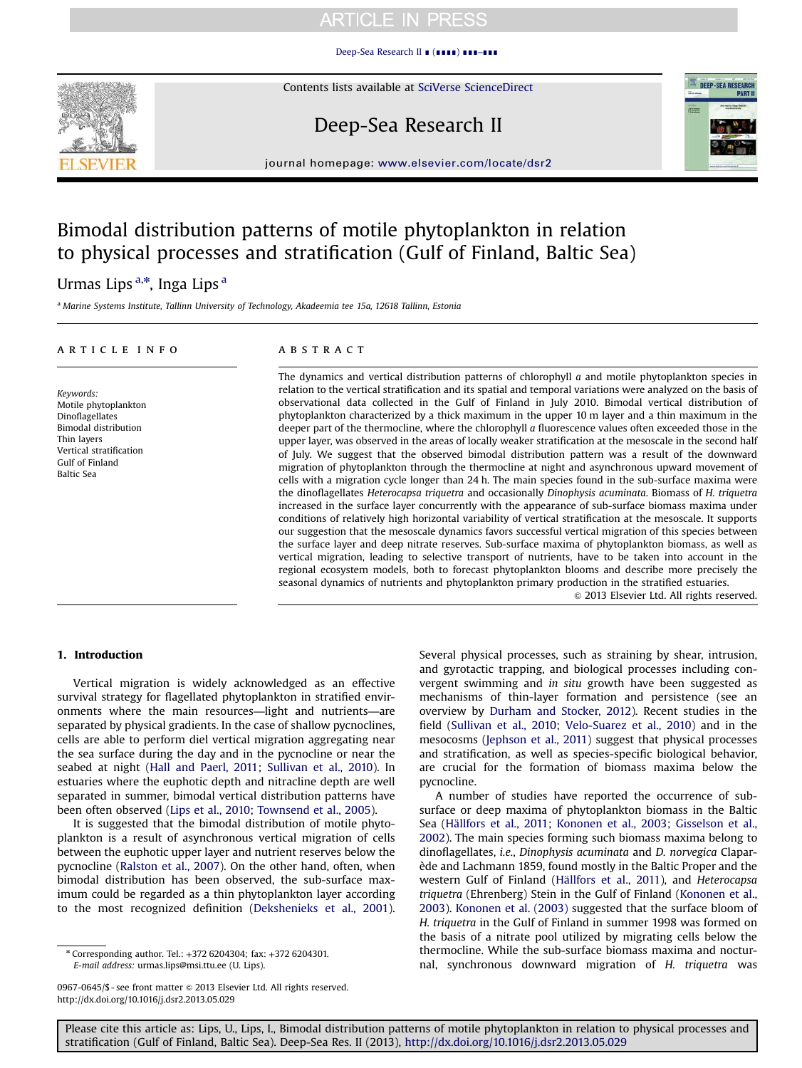# Bimodal distribution patterns of motile phytoplankton in relation to physical processes and stratification (Gulf of Finland, Baltic Sea)

Urmas Lips [a,*], Inga Lips [a]

[a] Marine Systems Institute, Tallinn University of Technology, Akadeemia tee 15a, 12618 Tallinn, Estonia

**ARTICLE INFO**

*Keywords:*
Motile phytoplankton
Dinoflagellates
Bimodal distribution
Thin layers
Vertical stratification
Gulf of Finland
Baltic Sea

**ABSTRACT**

The dynamics and vertical distribution patterns of chlorophyll *a* and motile phytoplankton species in relation to the vertical stratification and its spatial and temporal variations were analyzed on the basis of observational data collected in the Gulf of Finland in July 2010. Bimodal vertical distribution of phytoplankton characterized by a thick maximum in the upper 10 m layer and a thin maximum in the deeper part of the thermocline, where the chlorophyll *a* fluorescence values often exceeded those in the upper layer, was observed in the areas of locally weaker stratification at the mesoscale in the second half of July. We suggest that the observed bimodal distribution pattern was a result of the downward migration of phytoplankton through the thermocline at night and asynchronous upward movement of cells with a migration cycle longer than 24 h. The main species found in the sub-surface maxima were the dinoflagellates *Heterocapsa triquetra* and occasionally *Dinophysis acuminata*. Biomass of *H. triquetra* increased in the surface layer concurrently with the appearance of sub-surface biomass maxima under conditions of relatively high horizontal variability of vertical stratification at the mesoscale. It supports our suggestion that the mesoscale dynamics favors successful vertical migration of this species between the surface layer and deep nitrate reserves. Sub-surface maxima of phytoplankton biomass, as well as vertical migration, leading to selective transport of nutrients, have to be taken into account in the regional ecosystem models, both to forecast phytoplankton blooms and describe more precisely the seasonal dynamics of nutrients and phytoplankton primary production in the stratified estuaries.

© 2013 Elsevier Ltd. All rights reserved.

## 1. Introduction

Vertical migration is widely acknowledged as an effective survival strategy for flagellated phytoplankton in stratified environments where the main resources—light and nutrients—are separated by physical gradients. In the case of shallow pycnoclines, cells are able to perform diel vertical migration aggregating near the sea surface during the day and in the pycnocline or near the seabed at night (Hall and Paerl, 2011; Sullivan et al., 2010). In estuaries where the euphotic depth and nitracline depth are well separated in summer, bimodal vertical distribution patterns have been often observed (Lips et al., 2010; Townsend et al., 2005).

It is suggested that the bimodal distribution of motile phytoplankton is a result of asynchronous vertical migration of cells between the euphotic upper layer and nutrient reserves below the pycnocline (Ralston et al., 2007). On the other hand, often, when bimodal distribution has been observed, the sub-surface maximum could be regarded as a thin phytoplankton layer according to the most recognized definition (Dekshenieks et al., 2001). Several physical processes, such as straining by shear, intrusion, and gyrotactic trapping, and biological processes including convergent swimming and *in situ* growth have been suggested as mechanisms of thin-layer formation and persistence (see an overview by Durham and Stocker, 2012). Recent studies in the field (Sullivan et al., 2010; Velo-Suarez et al., 2010) and in the mesocosms (Jephson et al., 2011) suggest that physical processes and stratification, as well as species-specific biological behavior, are crucial for the formation of biomass maxima below the pycnocline.

A number of studies have reported the occurrence of sub-surface or deep maxima of phytoplankton biomass in the Baltic Sea (Hällfors et al., 2011; Kononen et al., 2003; Gisselson et al., 2002). The main species forming such biomass maxima belong to dinoflagellates, *i.e.*, *Dinophysis acuminata* and *D. norvegica* Claparède and Lachmann 1859, found mostly in the Baltic Proper and the western Gulf of Finland (Hällfors et al., 2011), and *Heterocapsa triquetra* (Ehrenberg) Stein in the Gulf of Finland (Kononen et al., 2003). Kononen et al. (2003) suggested that the surface bloom of *H. triquetra* in the Gulf of Finland in summer 1998 was formed on the basis of a nitrate pool utilized by migrating cells below the thermocline. While the sub-surface biomass maxima and nocturnal, synchronous downward migration of *H. triquetra* was

* Corresponding author. Tel.: +372 6204304; fax: +372 6204301.
*E-mail address:* urmas.lips@msi.ttu.ee (U. Lips).

0967-0645/$ - see front matter © 2013 Elsevier Ltd. All rights reserved.
http://dx.doi.org/10.1016/j.dsr2.2013.05.029

Please cite this article as: Lips, U., Lips, I., Bimodal distribution patterns of motile phytoplankton in relation to physical processes and stratification (Gulf of Finland, Baltic Sea). Deep-Sea Res. II (2013), http://dx.doi.org/10.1016/j.dsr2.2013.05.029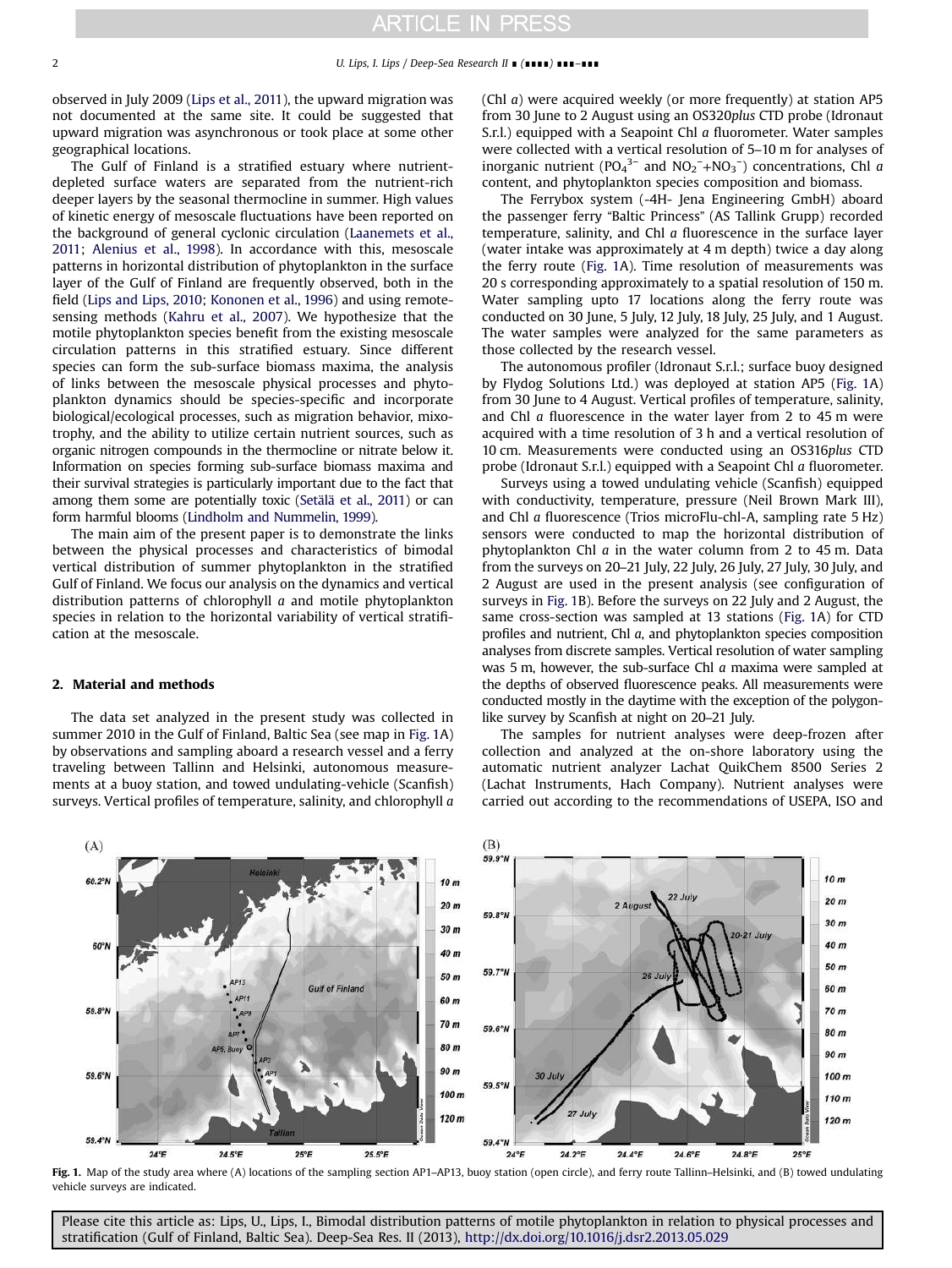observed in July 2009 (Lips et al., 2011), the upward migration was not documented at the same site. It could be suggested that upward migration was asynchronous or took place at some other geographical locations.

The Gulf of Finland is a stratified estuary where nutrient-depleted surface waters are separated from the nutrient-rich deeper layers by the seasonal thermocline in summer. High values of kinetic energy of mesoscale fluctuations have been reported on the background of general cyclonic circulation (Laanemets et al., 2011; Alenius et al., 1998). In accordance with this, mesoscale patterns in horizontal distribution of phytoplankton in the surface layer of the Gulf of Finland are frequently observed, both in the field (Lips and Lips, 2010; Kononen et al., 1996) and using remote-sensing methods (Kahru et al., 2007). We hypothesize that the motile phytoplankton species benefit from the existing mesoscale circulation patterns in this stratified estuary. Since different species can form the sub-surface biomass maxima, the analysis of links between the mesoscale physical processes and phytoplankton dynamics should be species-specific and incorporate biological/ecological processes, such as migration behavior, mixotrophy, and the ability to utilize certain nutrient sources, such as organic nitrogen compounds in the thermocline or nitrate below it. Information on species forming sub-surface biomass maxima and their survival strategies is particularly important due to the fact that among them some are potentially toxic (Setälä et al., 2011) or can form harmful blooms (Lindholm and Nummelin, 1999).

The main aim of the present paper is to demonstrate the links between the physical processes and characteristics of bimodal vertical distribution of summer phytoplankton in the stratified Gulf of Finland. We focus our analysis on the dynamics and vertical distribution patterns of chlorophyll *a* and motile phytoplankton species in relation to the horizontal variability of vertical stratification at the mesoscale.

## 2. Material and methods

The data set analyzed in the present study was collected in summer 2010 in the Gulf of Finland, Baltic Sea (see map in Fig. 1A) by observations and sampling aboard a research vessel and a ferry traveling between Tallinn and Helsinki, autonomous measurements at a buoy station, and towed undulating-vehicle (Scanfish) surveys. Vertical profiles of temperature, salinity, and chlorophyll *a* (Chl *a*) were acquired weekly (or more frequently) at station AP5 from 30 June to 2 August using an OS320*plus* CTD probe (Idronaut S.r.l.) equipped with a Seapoint Chl *a* fluorometer. Water samples were collected with a vertical resolution of 5–10 m for analyses of inorganic nutrient ($PO_4^{3-}$ and $NO_2^{-}$+$NO_3^{-}$) concentrations, Chl *a* content, and phytoplankton species composition and biomass.

The Ferrybox system (-4H- Jena Engineering GmbH) aboard the passenger ferry "Baltic Princess" (AS Tallink Grupp) recorded temperature, salinity, and Chl *a* fluorescence in the surface layer (water intake was approximately at 4 m depth) twice a day along the ferry route (Fig. 1A). Time resolution of measurements was 20 s corresponding approximately to a spatial resolution of 150 m. Water sampling upto 17 locations along the ferry route was conducted on 30 June, 5 July, 12 July, 18 July, 25 July, and 1 August. The water samples were analyzed for the same parameters as those collected by the research vessel.

The autonomous profiler (Idronaut S.r.l.; surface buoy designed by Flydog Solutions Ltd.) was deployed at station AP5 (Fig. 1A) from 30 June to 4 August. Vertical profiles of temperature, salinity, and Chl *a* fluorescence in the water layer from 2 to 45 m were acquired with a time resolution of 3 h and a vertical resolution of 10 cm. Measurements were conducted using an OS316*plus* CTD probe (Idronaut S.r.l.) equipped with a Seapoint Chl *a* fluorometer.

Surveys using a towed undulating vehicle (Scanfish) equipped with conductivity, temperature, pressure (Neil Brown Mark III), and Chl *a* fluorescence (Trios microFlu-chl-A, sampling rate 5 Hz) sensors were conducted to map the horizontal distribution of phytoplankton Chl *a* in the water column from 2 to 45 m. Data from the surveys on 20–21 July, 22 July, 26 July, 27 July, 30 July, and 2 August are used in the present analysis (see configuration of surveys in Fig. 1B). Before the surveys on 22 July and 2 August, the same cross-section was sampled at 13 stations (Fig. 1A) for CTD profiles and nutrient, Chl *a*, and phytoplankton species composition analyses from discrete samples. Vertical resolution of water sampling was 5 m, however, the sub-surface Chl *a* maxima were sampled at the depths of observed fluorescence peaks. All measurements were conducted mostly in the daytime with the exception of the polygon-like survey by Scanfish at night on 20–21 July.

The samples for nutrient analyses were deep-frozen after collection and analyzed at the on-shore laboratory using the automatic nutrient analyzer Lachat QuikChem 8500 Series 2 (Lachat Instruments, Hach Company). Nutrient analyses were carried out according to the recommendations of USEPA, ISO and

(A)
Helsinki
Gulf of Finland
AP13, AP11, AP9, AP7, AP5, Buoy, AP3, AP1
Tallinn
60.2°N, 60°N, 59.8°N, 59.6°N, 59.4°N
24°E, 24.5°E, 25°E, 25.5°E
10 m, 20 m, 30 m, 40 m, 50 m, 60 m, 70 m, 80 m, 90 m, 100 m, 120 m

(B)
2 August, 22 July, 20-21 July, 26 July, 30 July, 27 July
59.9°N, 59.8°N, 59.7°N, 59.6°N, 59.5°N, 59.4°N
24°E, 24.2°E, 24.4°E, 24.6°E, 24.8°E, 25°E
10 m, 20 m, 30 m, 40 m, 50 m, 60 m, 70 m, 80 m, 90 m, 100 m, 110 m, 120 m

**Fig. 1.** Map of the study area where (A) locations of the sampling section AP1–AP13, buoy station (open circle), and ferry route Tallinn–Helsinki, and (B) towed undulating vehicle surveys are indicated.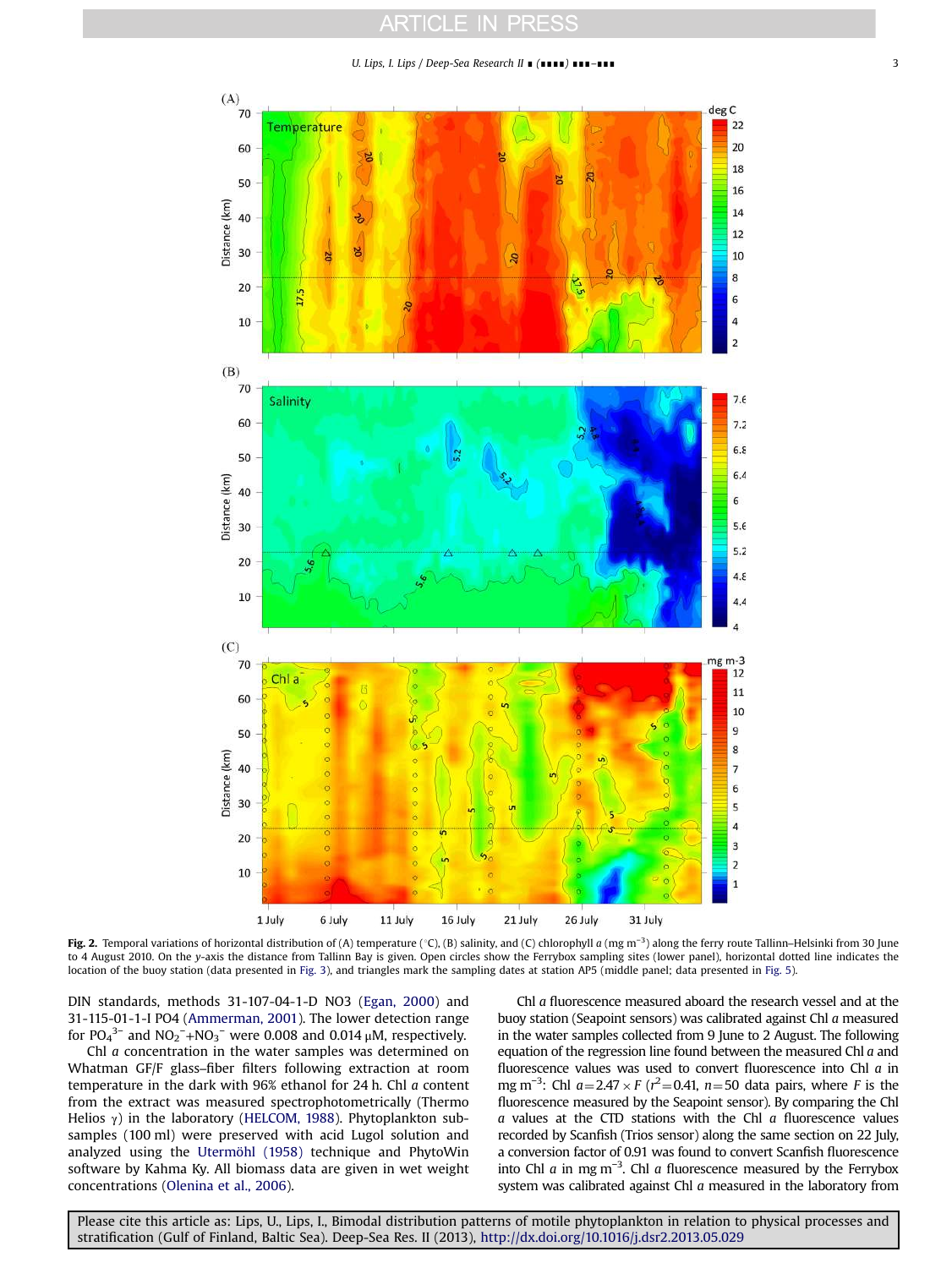(A)

Temperature

deg C

22 20 18 16 14 12 10 8 6 4 2

Distance (km)

70 60 50 40 30 20 10

(B)

Salinity

7.6 7.2 6.8 6.4 6 5.6 5.2 4.8 4.4 4

Distance (km)

(C)

Chl a

mg m-3

12 11 10 9 8 7 6 5 4 3 2 1

Distance (km)

1 July 6 July 11 July 16 July 21 July 26 July 31 July

**Fig. 2.** Temporal variations of horizontal distribution of (A) temperature (°C), (B) salinity, and (C) chlorophyll *a* (mg m$^{-3}$) along the ferry route Tallinn–Helsinki from 30 June to 4 August 2010. On the *y*-axis the distance from Tallinn Bay is given. Open circles show the Ferrybox sampling sites (lower panel), horizontal dotted line indicates the location of the buoy station (data presented in Fig. 3), and triangles mark the sampling dates at station AP5 (middle panel; data presented in Fig. 5).

DIN standards, methods 31-107-04-1-D NO3 (Egan, 2000) and 31-115-01-1-I PO4 (Ammerman, 2001). The lower detection range for $PO_4^{3-}$ and $NO_2^-$+$NO_3^-$ were 0.008 and 0.014 μM, respectively.

Chl *a* concentration in the water samples was determined on Whatman GF/F glass–fiber filters following extraction at room temperature in the dark with 96% ethanol for 24 h. Chl *a* content from the extract was measured spectrophotometrically (Thermo Helios γ) in the laboratory (HELCOM, 1988). Phytoplankton subsamples (100 ml) were preserved with acid Lugol solution and analyzed using the Utermöhl (1958) technique and PhytoWin software by Kahma Ky. All biomass data are given in wet weight concentrations (Olenina et al., 2006).

Chl *a* fluorescence measured aboard the research vessel and at the buoy station (Seapoint sensors) was calibrated against Chl *a* measured in the water samples collected from 9 June to 2 August. The following equation of the regression line found between the measured Chl *a* and fluorescence values was used to convert fluorescence into Chl *a* in mg m$^{-3}$: Chl $a = 2.47 \times F$ ($r^2 = 0.41$, $n = 50$ data pairs, where $F$ is the fluorescence measured by the Seapoint sensor). By comparing the Chl *a* values at the CTD stations with the Chl *a* fluorescence values recorded by Scanfish (Trios sensor) along the same section on 22 July, a conversion factor of 0.91 was found to convert Scanfish fluorescence into Chl *a* in mg m$^{-3}$. Chl *a* fluorescence measured by the Ferrybox system was calibrated against Chl *a* measured in the laboratory from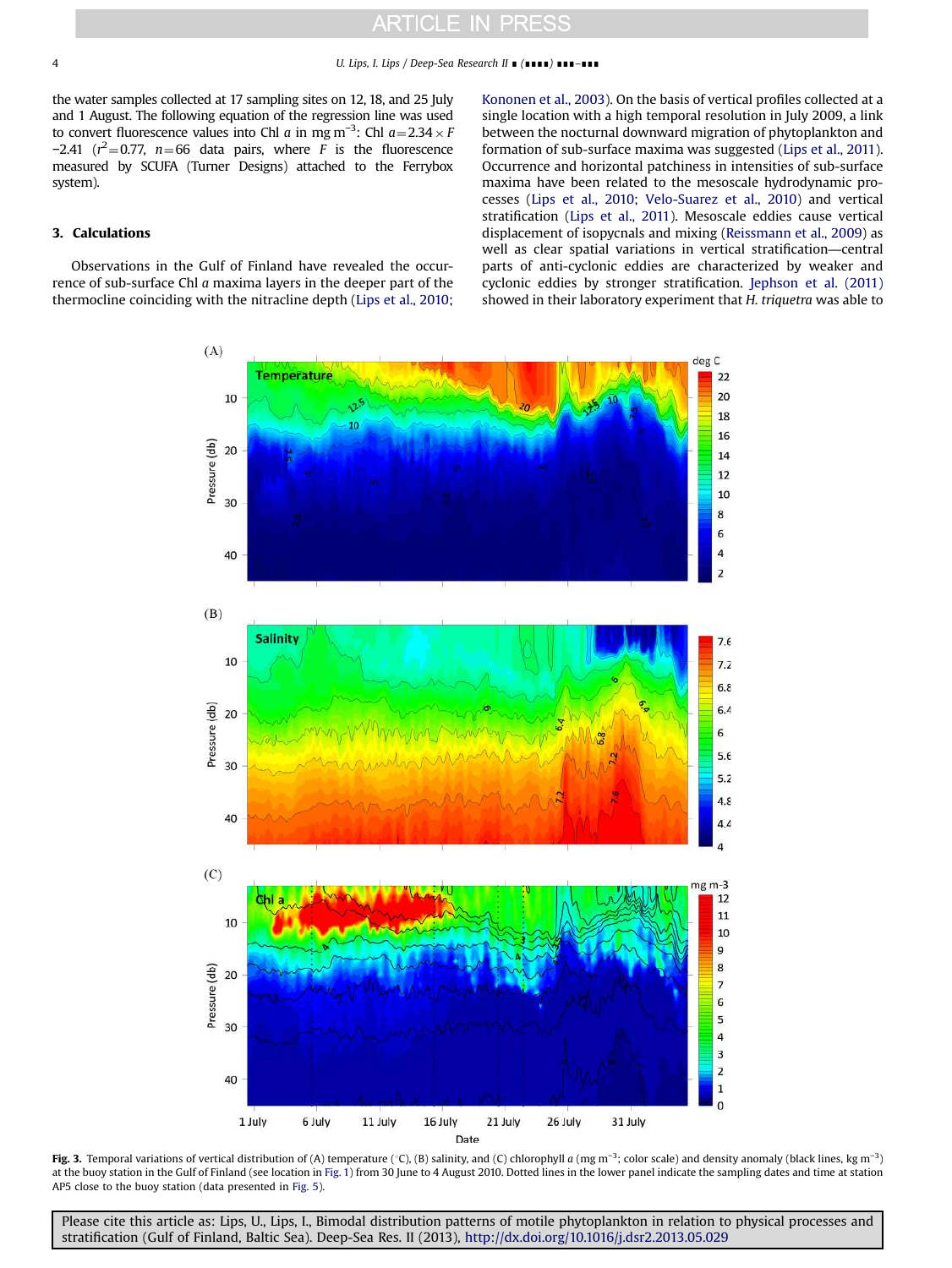the water samples collected at 17 sampling sites on 12, 18, and 25 July and 1 August. The following equation of the regression line was used to convert fluorescence values into Chl *a* in mg m$^{-3}$: Chl $a = 2.34 \times F - 2.41$ ($r^2 = 0.77$, $n = 66$ data pairs, where $F$ is the fluorescence measured by SCUFA (Turner Designs) attached to the Ferrybox system).

## 3. Calculations

Observations in the Gulf of Finland have revealed the occurrence of sub-surface Chl *a* maxima layers in the deeper part of the thermocline coinciding with the nitracline depth (Lips et al., 2010; Kononen et al., 2003). On the basis of vertical profiles collected at a single location with a high temporal resolution in July 2009, a link between the nocturnal downward migration of phytoplankton and formation of sub-surface maxima was suggested (Lips et al., 2011). Occurrence and horizontal patchiness in intensities of sub-surface maxima have been related to the mesoscale hydrodynamic processes (Lips et al., 2010; Velo-Suarez et al., 2010) and vertical stratification (Lips et al., 2011). Mesoscale eddies cause vertical displacement of isopycnals and mixing (Reissmann et al., 2009) as well as clear spatial variations in vertical stratification—central parts of anti-cyclonic eddies are characterized by weaker and cyclonic eddies by stronger stratification. Jephson et al. (2011) showed in their laboratory experiment that *H. triquetra* was able to

(A)
Temperature
deg C
Pressure (db)
Date

(B)
Salinity
Pressure (db)

(C)
Chl a
mg m-3
Pressure (db)
1 July 6 July 11 July 16 July 21 July 26 July 31 July
Date

**Fig. 3.** Temporal variations of vertical distribution of (A) temperature (°C), (B) salinity, and (C) chlorophyll *a* (mg m$^{-3}$; color scale) and density anomaly (black lines, kg m$^{-3}$) at the buoy station in the Gulf of Finland (see location in Fig. 1) from 30 June to 4 August 2010. Dotted lines in the lower panel indicate the sampling dates and time at station AP5 close to the buoy station (data presented in Fig. 5).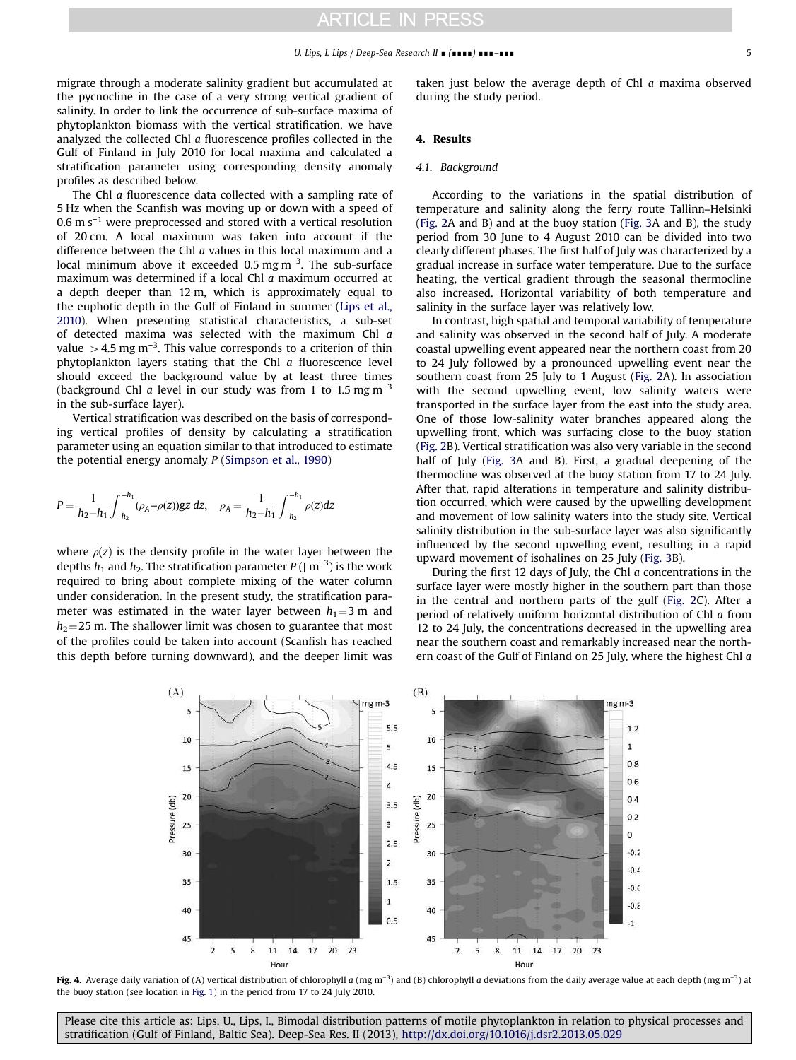migrate through a moderate salinity gradient but accumulated at the pycnocline in the case of a very strong vertical gradient of salinity. In order to link the occurrence of sub-surface maxima of phytoplankton biomass with the vertical stratification, we have analyzed the collected Chl *a* fluorescence profiles collected in the Gulf of Finland in July 2010 for local maxima and calculated a stratification parameter using corresponding density anomaly profiles as described below.

The Chl *a* fluorescence data collected with a sampling rate of 5 Hz when the Scanfish was moving up or down with a speed of 0.6 m $s^{-1}$ were preprocessed and stored with a vertical resolution of 20 cm. A local maximum was taken into account if the difference between the Chl *a* values in this local maximum and a local minimum above it exceeded 0.5 mg $m^{-3}$. The sub-surface maximum was determined if a local Chl *a* maximum occurred at a depth deeper than 12 m, which is approximately equal to the euphotic depth in the Gulf of Finland in summer (Lips et al., 2010). When presenting statistical characteristics, a sub-set of detected maxima was selected with the maximum Chl *a* value $>4.5$ mg $m^{-3}$. This value corresponds to a criterion of thin phytoplankton layers stating that the Chl *a* fluorescence level should exceed the background value by at least three times (background Chl *a* level in our study was from 1 to 1.5 mg $m^{-3}$ in the sub-surface layer).

Vertical stratification was described on the basis of corresponding vertical profiles of density by calculating a stratification parameter using an equation similar to that introduced to estimate the potential energy anomaly *P* (Simpson et al., 1990)

$$P = \frac{1}{h_2 - h_1} \int_{-h_2}^{-h_1} (\rho_A - \rho(z)) gz\, dz, \quad \rho_A = \frac{1}{h_2 - h_1} \int_{-h_2}^{-h_1} \rho(z) dz$$

where $\rho(z)$ is the density profile in the water layer between the depths $h_1$ and $h_2$. The stratification parameter *P* (J $m^{-3}$) is the work required to bring about complete mixing of the water column under consideration. In the present study, the stratification parameter was estimated in the water layer between $h_1 = 3$ m and $h_2 = 25$ m. The shallower limit was chosen to guarantee that most of the profiles could be taken into account (Scanfish has reached this depth before turning downward), and the deeper limit was taken just below the average depth of Chl *a* maxima observed during the study period.

## 4. Results

### 4.1. Background

According to the variations in the spatial distribution of temperature and salinity along the ferry route Tallinn–Helsinki (Fig. 2A and B) and at the buoy station (Fig. 3A and B), the study period from 30 June to 4 August 2010 can be divided into two clearly different phases. The first half of July was characterized by a gradual increase in surface water temperature. Due to the surface heating, the vertical gradient through the seasonal thermocline also increased. Horizontal variability of both temperature and salinity in the surface layer was relatively low.

In contrast, high spatial and temporal variability of temperature and salinity was observed in the second half of July. A moderate coastal upwelling event appeared near the northern coast from 20 to 24 July followed by a pronounced upwelling event near the southern coast from 25 July to 1 August (Fig. 2A). In association with the second upwelling event, low salinity waters were transported in the surface layer from the east into the study area. One of those low-salinity water branches appeared along the upwelling front, which was surfacing close to the buoy station (Fig. 2B). Vertical stratification was also very variable in the second half of July (Fig. 3A and B). First, a gradual deepening of the thermocline was observed at the buoy station from 17 to 24 July. After that, rapid alterations in temperature and salinity distribution occurred, which were caused by the upwelling development and movement of low salinity waters into the study site. Vertical salinity distribution in the sub-surface layer was also significantly influenced by the second upwelling event, resulting in a rapid upward movement of isohalines on 25 July (Fig. 3B).

During the first 12 days of July, the Chl *a* concentrations in the surface layer were mostly higher in the southern part than those in the central and northern parts of the gulf (Fig. 2C). After a period of relatively uniform horizontal distribution of Chl *a* from 12 to 24 July, the concentrations decreased in the upwelling area near the southern coast and remarkably increased near the northern coast of the Gulf of Finland on 25 July, where the highest Chl *a*

(A)

mg m-3

5.5
5
4.5
4
3.5
3
2.5
2
1.5
1
0.5

Pressure (db)

5
10
15
20
25
30
35
40
45

2 5 8 11 14 17 20 23

Hour

(B)

mg m-3

1.2
1
0.8
0.6
0.4
0.2
0
-0.2
-0.4
-0.6
-0.8
-1

Pressure (db)

5
10
15
20
25
30
35
40
45

2 5 8 11 14 17 20 23

Hour

**Fig. 4.** Average daily variation of (A) vertical distribution of chlorophyll *a* (mg $m^{-3}$) and (B) chlorophyll *a* deviations from the daily average value at each depth (mg $m^{-3}$) at the buoy station (see location in Fig. 1) in the period from 17 to 24 July 2010.

Please cite this article as: Lips, U., Lips, I., Bimodal distribution patterns of motile phytoplankton in relation to physical processes and stratification (Gulf of Finland, Baltic Sea). Deep-Sea Res. II (2013), http://dx.doi.org/10.1016/j.dsr2.2013.05.029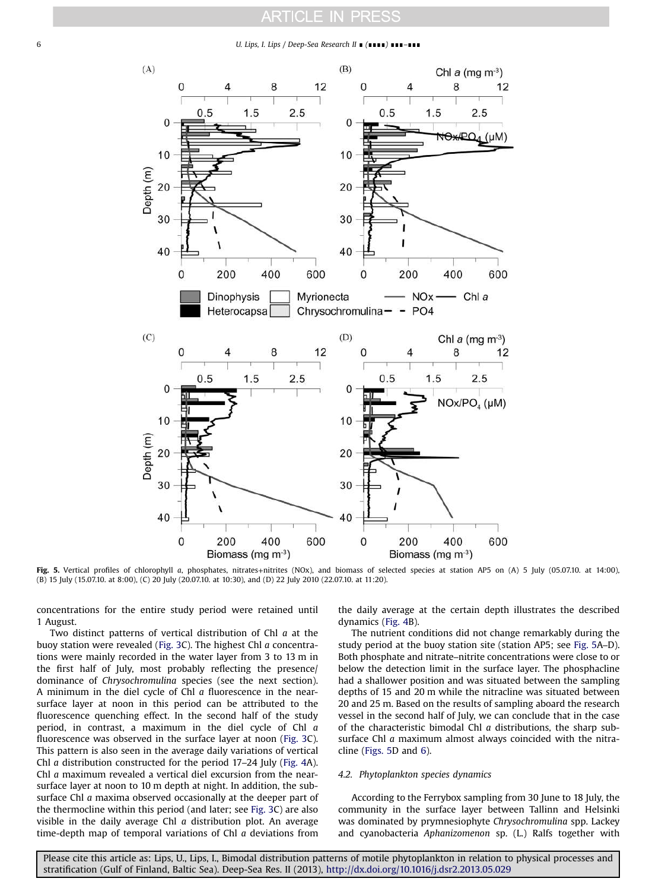(A)

0 4 8 12

0.5 1.5 2.5

Depth (m)

0 10 20 30 40

0 200 400 600

(B)

Chl *a* (mg m-3)

0 4 8 12

0.5 1.5 2.5

NOx/PO4 (μM)

0 200 400 600

Dinophysis Myrionecta NOx Chl *a*

Heterocapsa Chrysochromulina PO4

(C)

0 4 8 12

0.5 1.5 2.5

Depth (m)

0 10 20 30 40

0 200 400 600

Biomass (mg m-3)

(D)

Chl *a* (mg m-3)

0 4 8 12

0.5 1.5 2.5

NOx/PO4 (μM)

0 200 400 600

Biomass (mg m-3)

**Fig. 5.** Vertical profiles of chlorophyll *a*, phosphates, nitrates+nitrites (NOx), and biomass of selected species at station AP5 on (A) 5 July (05.07.10. at 14:00), (B) 15 July (15.07.10. at 8:00), (C) 20 July (20.07.10. at 10:30), and (D) 22 July 2010 (22.07.10. at 11:20).

concentrations for the entire study period were retained until 1 August.

Two distinct patterns of vertical distribution of Chl *a* at the buoy station were revealed (Fig. 3C). The highest Chl *a* concentrations were mainly recorded in the water layer from 3 to 13 m in the first half of July, most probably reflecting the presence/dominance of *Chrysochromulina* species (see the next section). A minimum in the diel cycle of Chl *a* fluorescence in the near-surface layer at noon in this period can be attributed to the fluorescence quenching effect. In the second half of the study period, in contrast, a maximum in the diel cycle of Chl *a* fluorescence was observed in the surface layer at noon (Fig. 3C). This pattern is also seen in the average daily variations of vertical Chl *a* distribution constructed for the period 17–24 July (Fig. 4A). Chl *a* maximum revealed a vertical diel excursion from the near-surface layer at noon to 10 m depth at night. In addition, the sub-surface Chl *a* maxima observed occasionally at the deeper part of the thermocline within this period (and later; see Fig. 3C) are also visible in the daily average Chl *a* distribution plot. An average time-depth map of temporal variations of Chl *a* deviations from the daily average at the certain depth illustrates the described dynamics (Fig. 4B).

The nutrient conditions did not change remarkably during the study period at the buoy station site (station AP5; see Fig. 5A–D). Both phosphate and nitrate–nitrite concentrations were close to or below the detection limit in the surface layer. The phosphacline had a shallower position and was situated between the sampling depths of 15 and 20 m while the nitracline was situated between 20 and 25 m. Based on the results of sampling aboard the research vessel in the second half of July, we can conclude that in the case of the characteristic bimodal Chl *a* distributions, the sharp sub-surface Chl *a* maximum almost always coincided with the nitracline (Figs. 5D and 6).

### 4.2. Phytoplankton species dynamics

According to the Ferrybox sampling from 30 June to 18 July, the community in the surface layer between Tallinn and Helsinki was dominated by prymnesiophyte *Chrysochromulina* spp. Lackey and cyanobacteria *Aphanizomenon* sp. (L.) Ralfs together with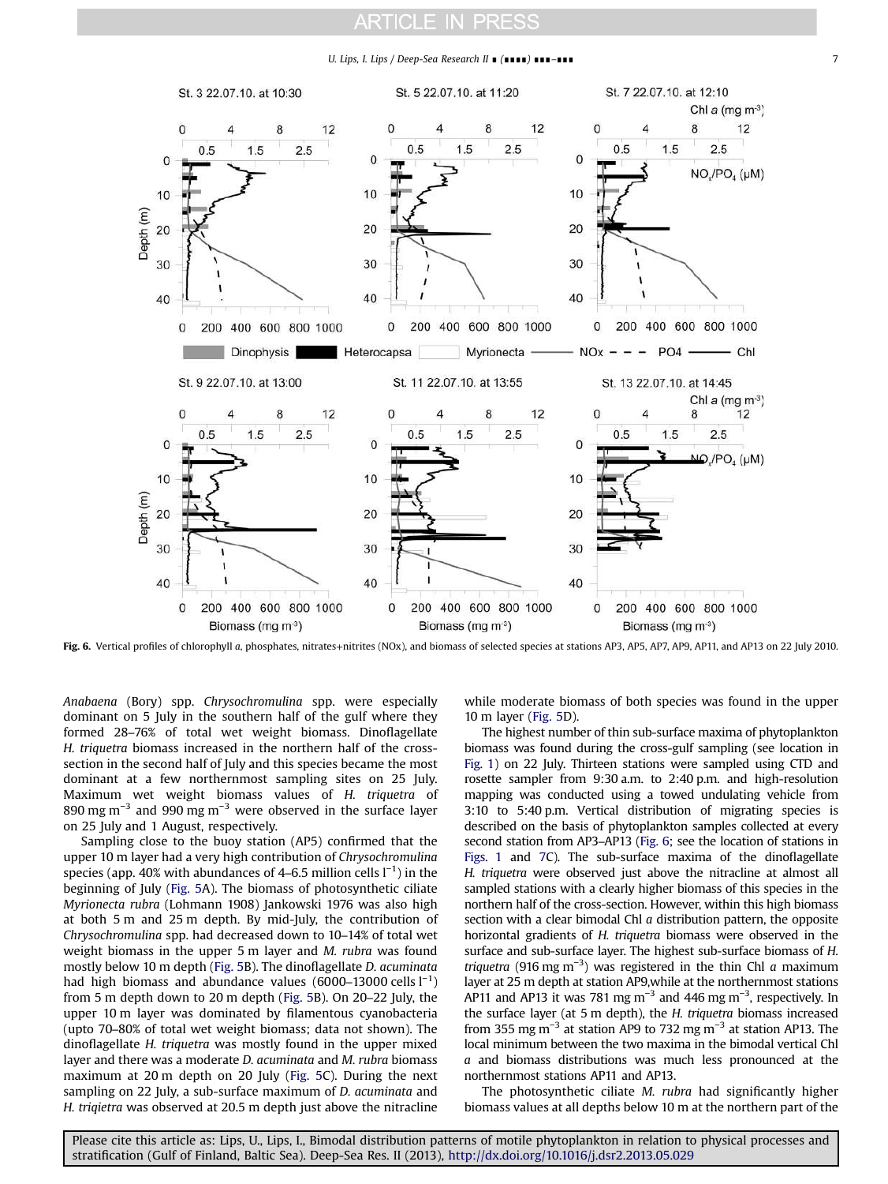St. 3 22.07.10. at 10:30

St. 5 22.07.10. at 11:20

St. 7 22.07.10. at 12:10

Chl *a* (mg m$^{-3}$)

NO$_x$/PO$_4$ (μM)

Depth (m)

Dinophysis, Heterocapsa, Myrionecta, NOx, PO4, Chl

St. 9 22.07.10. at 13:00

St. 11 22.07.10. at 13:55

St. 13 22.07.10. at 14:45

Biomass (mg m$^{-3}$)

**Fig. 6.** Vertical profiles of chlorophyll *a*, phosphates, nitrates+nitrites (NOx), and biomass of selected species at stations AP3, AP5, AP7, AP9, AP11, and AP13 on 22 July 2010.

*Anabaena* (Bory) spp. *Chrysochromulina* spp. were especially dominant on 5 July in the southern half of the gulf where they formed 28–76% of total wet weight biomass. Dinoflagellate *H. triquetra* biomass increased in the northern half of the cross-section in the second half of July and this species became the most dominant at a few northernmost sampling sites on 25 July. Maximum wet weight biomass values of *H. triquetra* of 890 mg m$^{-3}$ and 990 mg m$^{-3}$ were observed in the surface layer on 25 July and 1 August, respectively.

Sampling close to the buoy station (AP5) confirmed that the upper 10 m layer had a very high contribution of *Chrysochromulina* species (app. 40% with abundances of 4–6.5 million cells l$^{-1}$) in the beginning of July (Fig. 5A). The biomass of photosynthetic ciliate *Myrionecta rubra* (Lohmann 1908) Jankowski 1976 was also high at both 5 m and 25 m depth. By mid-July, the contribution of *Chrysochromulina* spp. had decreased down to 10–14% of total wet weight biomass in the upper 5 m layer and *M. rubra* was found mostly below 10 m depth (Fig. 5B). The dinoflagellate *D. acuminata* had high biomass and abundance values (6000–13000 cells l$^{-1}$) from 5 m depth down to 20 m depth (Fig. 5B). On 20–22 July, the upper 10 m layer was dominated by filamentous cyanobacteria (upto 70–80% of total wet weight biomass; data not shown). The dinoflagellate *H. triquetra* was mostly found in the upper mixed layer and there was a moderate *D. acuminata* and *M. rubra* biomass maximum at 20 m depth on 20 July (Fig. 5C). During the next sampling on 22 July, a sub-surface maximum of *D. acuminata* and *H. triqietra* was observed at 20.5 m depth just above the nitracline while moderate biomass of both species was found in the upper 10 m layer (Fig. 5D).

The highest number of thin sub-surface maxima of phytoplankton biomass was found during the cross-gulf sampling (see location in Fig. 1) on 22 July. Thirteen stations were sampled using CTD and rosette sampler from 9:30 a.m. to 2:40 p.m. and high-resolution mapping was conducted using a towed undulating vehicle from 3:10 to 5:40 p.m. Vertical distribution of migrating species is described on the basis of phytoplankton samples collected at every second station from AP3–AP13 (Fig. 6; see the location of stations in Figs. 1 and 7C). The sub-surface maxima of the dinoflagellate *H. triquetra* were observed just above the nitracline at almost all sampled stations with a clearly higher biomass of this species in the northern half of the cross-section. However, within this high biomass section with a clear bimodal Chl *a* distribution pattern, the opposite horizontal gradients of *H. triquetra* biomass were observed in the surface and sub-surface layer. The highest sub-surface biomass of *H. triquetra* (916 mg m$^{-3}$) was registered in the thin Chl *a* maximum layer at 25 m depth at station AP9,while at the northernmost stations AP11 and AP13 it was 781 mg m$^{-3}$ and 446 mg m$^{-3}$, respectively. In the surface layer (at 5 m depth), the *H. triquetra* biomass increased from 355 mg m$^{-3}$ at station AP9 to 732 mg m$^{-3}$ at station AP13. The local minimum between the two maxima in the bimodal vertical Chl *a* and biomass distributions was much less pronounced at the northernmost stations AP11 and AP13.

The photosynthetic ciliate *M. rubra* had significantly higher biomass values at all depths below 10 m at the northern part of the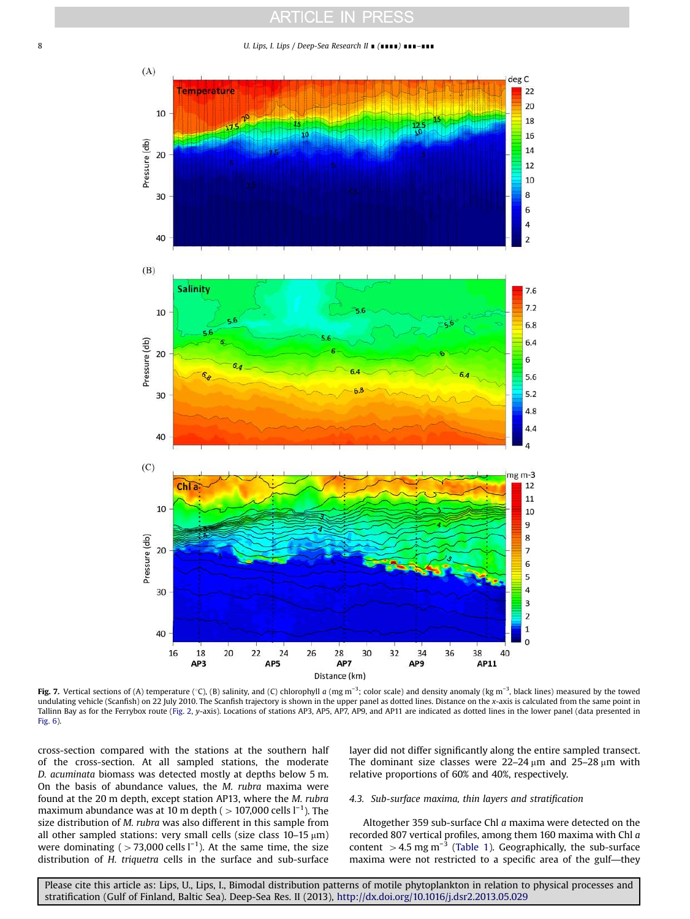(A)

Temperature

deg C

22
20
18
16
14
12
10
8
6
4
2

Pressure (db)

10
20
30
40

20
17.5
15
10
12.5
10
15
7.5
5
5
5
2.5
2.5

(B)

Salinity

7.6
7.2
6.8
6.4
6
5.6
5.2
4.8
4.4
4

Pressure (db)

10
20
30
40

5.6
5.6
6
5.6
5.6
5.6
6
6
6.4
6.4
6.4
6.8
6.8

(C)

Chl a

mg m-3

12
11
10
9
8
7
6
5
4
3
2
1
0

Pressure (db)

10
20
30
40

3
4
5
3
4
5
6
5

16 18 20 22 24 26 28 30 32 34 36 38 40

AP3 AP5 AP7 AP9 AP11

Distance (km)

**Fig. 7.** Vertical sections of (A) temperature (°C), (B) salinity, and (C) chlorophyll *a* (mg m$^{-3}$; color scale) and density anomaly (kg m$^{-3}$, black lines) measured by the towed undulating vehicle (Scanfish) on 22 July 2010. The Scanfish trajectory is shown in the upper panel as dotted lines. Distance on the *x*-axis is calculated from the same point in Tallinn Bay as for the Ferrybox route (Fig. 2, *y*-axis). Locations of stations AP3, AP5, AP7, AP9, and AP11 are indicated as dotted lines in the lower panel (data presented in Fig. 6).

cross-section compared with the stations at the southern half of the cross-section. At all sampled stations, the moderate *D. acuminata* biomass was detected mostly at depths below 5 m. On the basis of abundance values, the *M. rubra* maxima were found at the 20 m depth, except station AP13, where the *M. rubra* maximum abundance was at 10 m depth (> 107,000 cells l$^{-1}$). The size distribution of *M. rubra* was also different in this sample from all other sampled stations: very small cells (size class 10–15 μm) were dominating (> 73,000 cells l$^{-1}$). At the same time, the size distribution of *H. triquetra* cells in the surface and sub-surface layer did not differ significantly along the entire sampled transect. The dominant size classes were 22–24 μm and 25–28 μm with relative proportions of 60% and 40%, respectively.

### 4.3. Sub-surface maxima, thin layers and stratification

Altogether 359 sub-surface Chl *a* maxima were detected on the recorded 807 vertical profiles, among them 160 maxima with Chl *a* content > 4.5 mg m$^{-3}$ (Table 1). Geographically, the sub-surface maxima were not restricted to a specific area of the gulf—they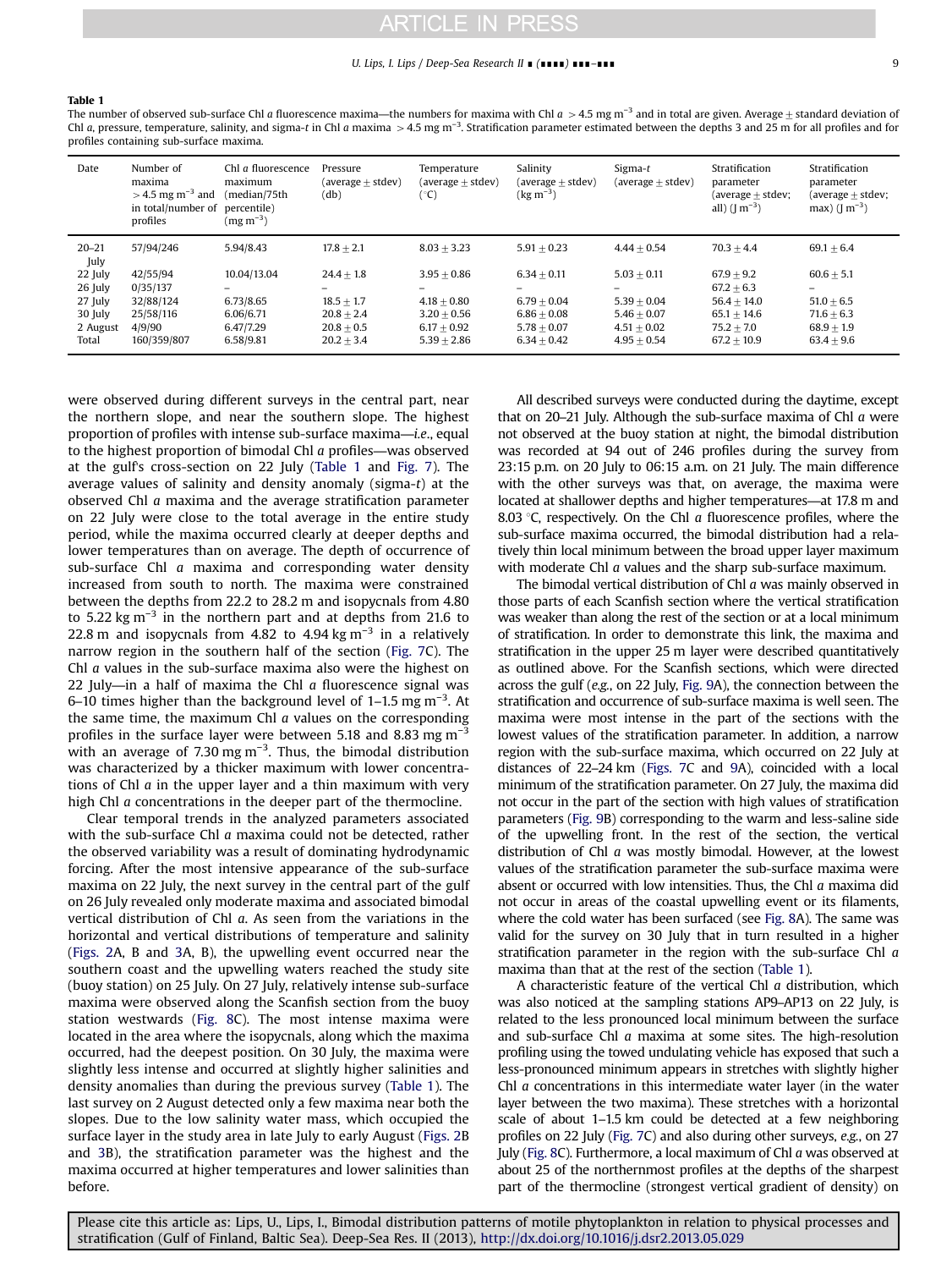**Table 1**
The number of observed sub-surface Chl *a* fluorescence maxima—the numbers for maxima with Chl *a* $>4.5$ mg m$^{-3}$ and in total are given. Average ± standard deviation of Chl *a*, pressure, temperature, salinity, and sigma-*t* in Chl *a* maxima $>4.5$ mg m$^{-3}$. Stratification parameter estimated between the depths 3 and 25 m for all profiles and for profiles containing sub-surface maxima.

| Date | Number of maxima $>4.5$ mg m$^{-3}$ and in total/number of profiles | Chl *a* fluorescence maximum (median/75th percentile) (mg m$^{-3}$) | Pressure (average ± stdev) (db) | Temperature (average ± stdev) (°C) | Salinity (average ± stdev) (kg m$^{-3}$) | Sigma-*t* (average ± stdev) | Stratification parameter (average ± stdev; all) (J m$^{-3}$) | Stratification parameter (average ± stdev; max) (J m$^{-3}$) |
|---|---|---|---|---|---|---|---|---|
| 20–21 July | 57/94/246 | 5.94/8.43 | 17.8 ± 2.1 | 8.03 ± 3.23 | 5.91 ± 0.23 | 4.44 ± 0.54 | 70.3 ± 4.4 | 69.1 ± 6.4 |
| 22 July | 42/55/94 | 10.04/13.04 | 24.4 ± 1.8 | 3.95 ± 0.86 | 6.34 ± 0.11 | 5.03 ± 0.11 | 67.9 ± 9.2 | 60.6 ± 5.1 |
| 26 July | 0/35/137 | – | – | – | – | – | 67.2 ± 6.3 | – |
| 27 July | 32/88/124 | 6.73/8.65 | 18.5 ± 1.7 | 4.18 ± 0.80 | 6.79 ± 0.04 | 5.39 ± 0.04 | 56.4 ± 14.0 | 51.0 ± 6.5 |
| 30 July | 25/58/116 | 6.06/6.71 | 20.8 ± 2.4 | 3.20 ± 0.56 | 6.86 ± 0.08 | 5.46 ± 0.07 | 65.1 ± 14.6 | 71.6 ± 6.3 |
| 2 August | 4/9/90 | 6.47/7.29 | 20.8 ± 0.5 | 6.17 ± 0.92 | 5.78 ± 0.07 | 4.51 ± 0.02 | 75.2 ± 7.0 | 68.9 ± 1.9 |
| Total | 160/359/807 | 6.58/9.81 | 20.2 ± 3.4 | 5.39 ± 2.86 | 6.34 ± 0.42 | 4.95 ± 0.54 | 67.2 ± 10.9 | 63.4 ± 9.6 |

were observed during different surveys in the central part, near the northern slope, and near the southern slope. The highest proportion of profiles with intense sub-surface maxima—*i.e.*, equal to the highest proportion of bimodal Chl *a* profiles—was observed at the gulf's cross-section on 22 July (Table 1 and Fig. 7). The average values of salinity and density anomaly (sigma-*t*) at the observed Chl *a* maxima and the average stratification parameter on 22 July were close to the total average in the entire study period, while the maxima occurred clearly at deeper depths and lower temperatures than on average. The depth of occurrence of sub-surface Chl *a* maxima and corresponding water density increased from south to north. The maxima were constrained between the depths from 22.2 to 28.2 m and isopycnals from 4.80 to 5.22 kg m$^{-3}$ in the northern part and at depths from 21.6 to 22.8 m and isopycnals from 4.82 to 4.94 kg m$^{-3}$ in a relatively narrow region in the southern half of the section (Fig. 7C). The Chl *a* values in the sub-surface maxima also were the highest on 22 July—in a half of maxima the Chl *a* fluorescence signal was 6–10 times higher than the background level of 1–1.5 mg m$^{-3}$. At the same time, the maximum Chl *a* values on the corresponding profiles in the surface layer were between 5.18 and 8.83 mg m$^{-3}$ with an average of 7.30 mg m$^{-3}$. Thus, the bimodal distribution was characterized by a thicker maximum with lower concentrations of Chl *a* in the upper layer and a thin maximum with very high Chl *a* concentrations in the deeper part of the thermocline.

Clear temporal trends in the analyzed parameters associated with the sub-surface Chl *a* maxima could not be detected, rather the observed variability was a result of dominating hydrodynamic forcing. After the most intensive appearance of the sub-surface maxima on 22 July, the next survey in the central part of the gulf on 26 July revealed only moderate maxima and associated bimodal vertical distribution of Chl *a*. As seen from the variations in the horizontal and vertical distributions of temperature and salinity (Figs. 2A, B and 3A, B), the upwelling event occurred near the southern coast and the upwelling waters reached the study site (buoy station) on 25 July. On 27 July, relatively intense sub-surface maxima were observed along the Scanfish section from the buoy station westwards (Fig. 8C). The most intense maxima were located in the area where the isopycnals, along which the maxima occurred, had the deepest position. On 30 July, the maxima were slightly less intense and occurred at slightly higher salinities and density anomalies than during the previous survey (Table 1). The last survey on 2 August detected only a few maxima near both the slopes. Due to the low salinity water mass, which occupied the surface layer in the study area in late July to early August (Figs. 2B and 3B), the stratification parameter was the highest and the maxima occurred at higher temperatures and lower salinities than before.

All described surveys were conducted during the daytime, except that on 20–21 July. Although the sub-surface maxima of Chl *a* were not observed at the buoy station at night, the bimodal distribution was recorded at 94 out of 246 profiles during the survey from 23:15 p.m. on 20 July to 06:15 a.m. on 21 July. The main difference with the other surveys was that, on average, the maxima were located at shallower depths and higher temperatures—at 17.8 m and 8.03 °C, respectively. On the Chl *a* fluorescence profiles, where the sub-surface maxima occurred, the bimodal distribution had a relatively thin local minimum between the broad upper layer maximum with moderate Chl *a* values and the sharp sub-surface maximum.

The bimodal vertical distribution of Chl *a* was mainly observed in those parts of each Scanfish section where the vertical stratification was weaker than along the rest of the section or at a local minimum of stratification. In order to demonstrate this link, the maxima and stratification in the upper 25 m layer were described quantitatively as outlined above. For the Scanfish sections, which were directed across the gulf (*e.g.*, on 22 July, Fig. 9A), the connection between the stratification and occurrence of sub-surface maxima is well seen. The maxima were most intense in the part of the sections with the lowest values of the stratification parameter. In addition, a narrow region with the sub-surface maxima, which occurred on 22 July at distances of 22–24 km (Figs. 7C and 9A), coincided with a local minimum of the stratification parameter. On 27 July, the maxima did not occur in the part of the section with high values of stratification parameters (Fig. 9B) corresponding to the warm and less-saline side of the upwelling front. In the rest of the section, the vertical distribution of Chl *a* was mostly bimodal. However, at the lowest values of the stratification parameter the sub-surface maxima were absent or occurred with low intensities. Thus, the Chl *a* maxima did not occur in areas of the coastal upwelling event or its filaments, where the cold water has been surfaced (see Fig. 8A). The same was valid for the survey on 30 July that in turn resulted in a higher stratification parameter in the region with the sub-surface Chl *a* maxima than that at the rest of the section (Table 1).

A characteristic feature of the vertical Chl *a* distribution, which was also noticed at the sampling stations AP9–AP13 on 22 July, is related to the less pronounced local minimum between the surface and sub-surface Chl *a* maxima at some sites. The high-resolution profiling using the towed undulating vehicle has exposed that such a less-pronounced minimum appears in stretches with slightly higher Chl *a* concentrations in this intermediate water layer (in the water layer between the two maxima). These stretches with a horizontal scale of about 1–1.5 km could be detected at a few neighboring profiles on 22 July (Fig. 7C) and also during other surveys, *e.g.*, on 27 July (Fig. 8C). Furthermore, a local maximum of Chl *a* was observed at about 25 of the northernmost profiles at the depths of the sharpest part of the thermocline (strongest vertical gradient of density) on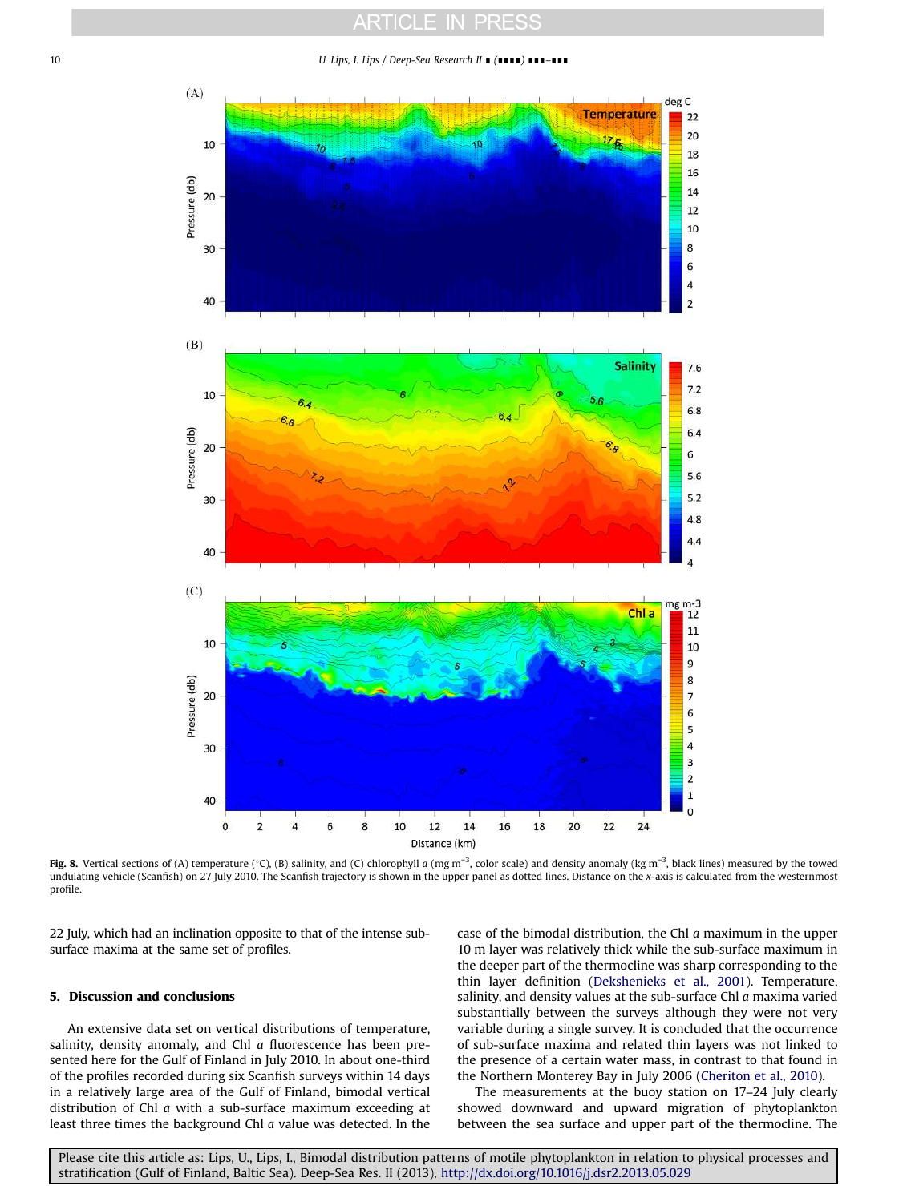(A)

Temperature

deg C

22 20 18 16 14 12 10 8 6 4 2

Pressure (db)

10 20 30 40

(B)

Salinity

7.6 7.2 6.8 6.4 6 5.6 5.2 4.8 4.4 4

Pressure (db)

10 20 30 40

(C)

Chl a

mg m-3

12 11 10 9 8 7 6 5 4 3 2 1 0

Pressure (db)

10 20 30 40

0 2 4 6 8 10 12 14 16 18 20 22 24

Distance (km)

**Fig. 8.** Vertical sections of (A) temperature (°C), (B) salinity, and (C) chlorophyll *a* (mg m$^{-3}$, color scale) and density anomaly (kg m$^{-3}$, black lines) measured by the towed undulating vehicle (Scanfish) on 27 July 2010. The Scanfish trajectory is shown in the upper panel as dotted lines. Distance on the *x*-axis is calculated from the westernmost profile.

22 July, which had an inclination opposite to that of the intense sub-surface maxima at the same set of profiles.

## 5. Discussion and conclusions

An extensive data set on vertical distributions of temperature, salinity, density anomaly, and Chl *a* fluorescence has been presented here for the Gulf of Finland in July 2010. In about one-third of the profiles recorded during six Scanfish surveys within 14 days in a relatively large area of the Gulf of Finland, bimodal vertical distribution of Chl *a* with a sub-surface maximum exceeding at least three times the background Chl *a* value was detected. In the case of the bimodal distribution, the Chl *a* maximum in the upper 10 m layer was relatively thick while the sub-surface maximum in the deeper part of the thermocline was sharp corresponding to the thin layer definition (Dekshenieks et al., 2001). Temperature, salinity, and density values at the sub-surface Chl *a* maxima varied substantially between the surveys although they were not very variable during a single survey. It is concluded that the occurrence of sub-surface maxima and related thin layers was not linked to the presence of a certain water mass, in contrast to that found in the Northern Monterey Bay in July 2006 (Cheriton et al., 2010).

The measurements at the buoy station on 17–24 July clearly showed downward and upward migration of phytoplankton between the sea surface and upper part of the thermocline. The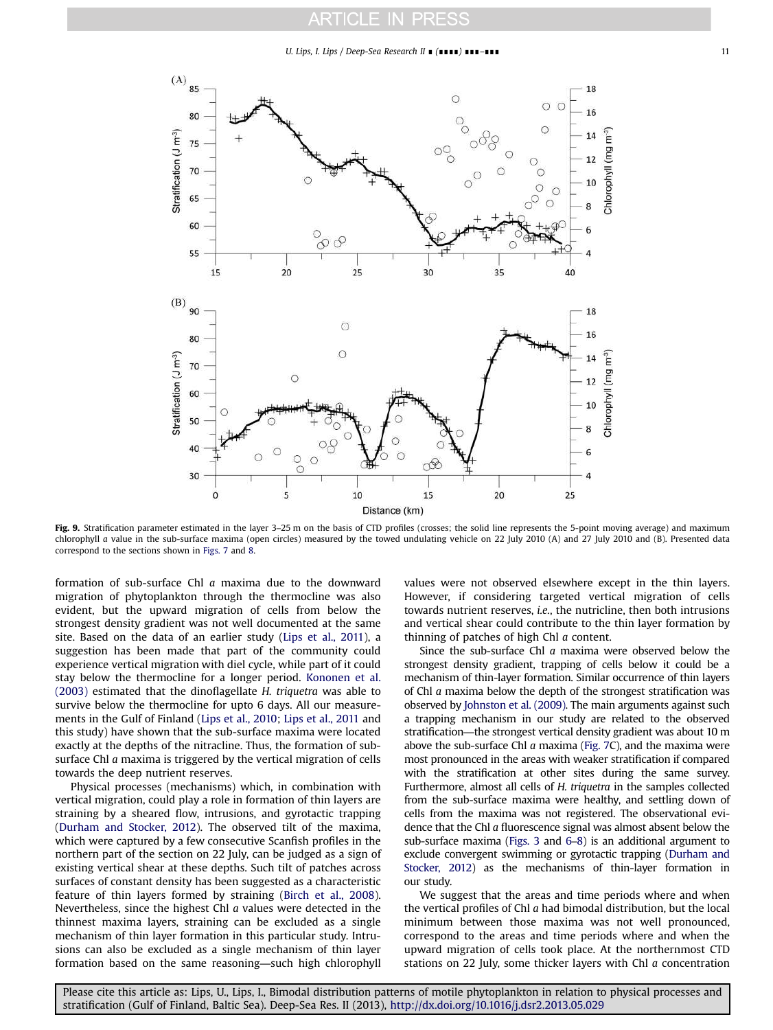**Fig. 9.** Stratification parameter estimated in the layer 3–25 m on the basis of CTD profiles (crosses; the solid line represents the 5-point moving average) and maximum chlorophyll *a* value in the sub-surface maxima (open circles) measured by the towed undulating vehicle on 22 July 2010 (A) and 27 July 2010 and (B). Presented data correspond to the sections shown in Figs. 7 and 8.

formation of sub-surface Chl *a* maxima due to the downward migration of phytoplankton through the thermocline was also evident, but the upward migration of cells from below the strongest density gradient was not well documented at the same site. Based on the data of an earlier study (Lips et al., 2011), a suggestion has been made that part of the community could experience vertical migration with diel cycle, while part of it could stay below the thermocline for a longer period. Kononen et al. (2003) estimated that the dinoflagellate *H. triquetra* was able to survive below the thermocline for upto 6 days. All our measurements in the Gulf of Finland (Lips et al., 2010; Lips et al., 2011 and this study) have shown that the sub-surface maxima were located exactly at the depths of the nitracline. Thus, the formation of sub-surface Chl *a* maxima is triggered by the vertical migration of cells towards the deep nutrient reserves.

Physical processes (mechanisms) which, in combination with vertical migration, could play a role in formation of thin layers are straining by a sheared flow, intrusions, and gyrotactic trapping (Durham and Stocker, 2012). The observed tilt of the maxima, which were captured by a few consecutive Scanfish profiles in the northern part of the section on 22 July, can be judged as a sign of existing vertical shear at these depths. Such tilt of patches across surfaces of constant density has been suggested as a characteristic feature of thin layers formed by straining (Birch et al., 2008). Nevertheless, since the highest Chl *a* values were detected in the thinnest maxima layers, straining can be excluded as a single mechanism of thin layer formation in this particular study. Intrusions can also be excluded as a single mechanism of thin layer formation based on the same reasoning—such high chlorophyll values were not observed elsewhere except in the thin layers. However, if considering targeted vertical migration of cells towards nutrient reserves, *i.e.*, the nutricline, then both intrusions and vertical shear could contribute to the thin layer formation by thinning of patches of high Chl *a* content.

Since the sub-surface Chl *a* maxima were observed below the strongest density gradient, trapping of cells below it could be a mechanism of thin-layer formation. Similar occurrence of thin layers of Chl *a* maxima below the depth of the strongest stratification was observed by Johnston et al. (2009). The main arguments against such a trapping mechanism in our study are related to the observed stratification—the strongest vertical density gradient was about 10 m above the sub-surface Chl *a* maxima (Fig. 7C), and the maxima were most pronounced in the areas with weaker stratification if compared with the stratification at other sites during the same survey. Furthermore, almost all cells of *H. triquetra* in the samples collected from the sub-surface maxima were healthy, and settling down of cells from the maxima was not registered. The observational evidence that the Chl *a* fluorescence signal was almost absent below the sub-surface maxima (Figs. 3 and 6–8) is an additional argument to exclude convergent swimming or gyrotactic trapping (Durham and Stocker, 2012) as the mechanisms of thin-layer formation in our study.

We suggest that the areas and time periods where and when the vertical profiles of Chl *a* had bimodal distribution, but the local minimum between those maxima was not well pronounced, correspond to the areas and time periods where and when the upward migration of cells took place. At the northernmost CTD stations on 22 July, some thicker layers with Chl *a* concentration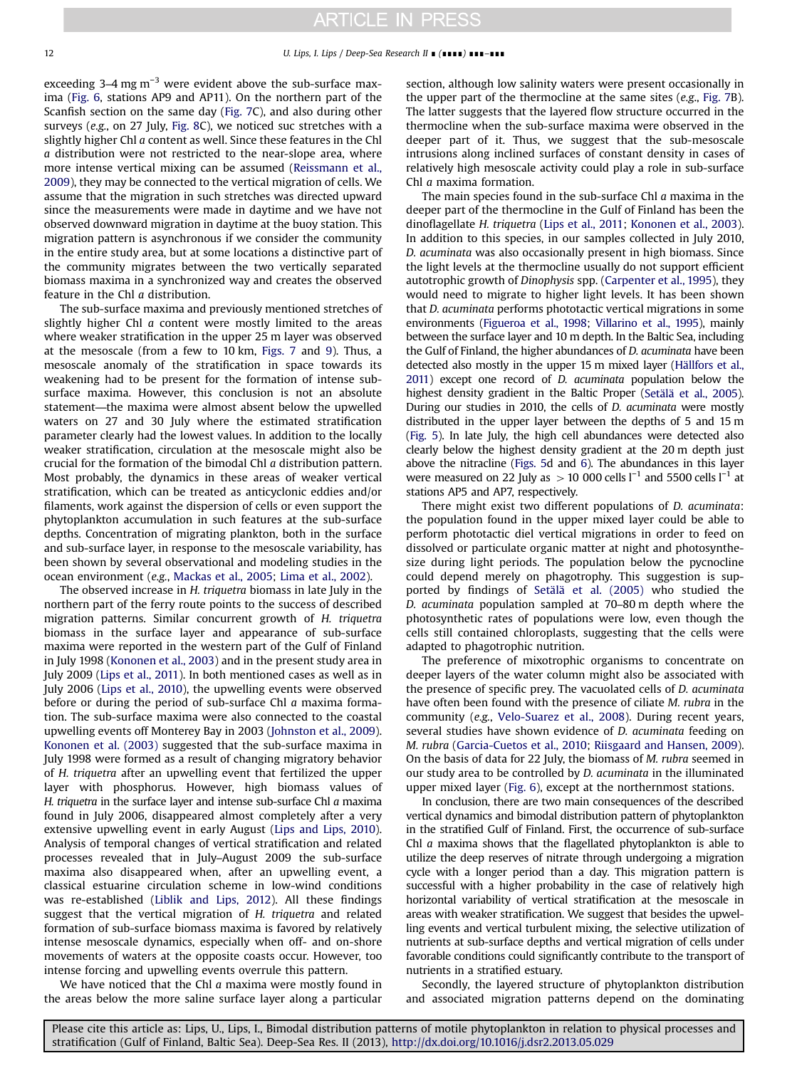exceeding 3–4 mg m$^{-3}$ were evident above the sub-surface maxima (Fig. 6, stations AP9 and AP11). On the northern part of the Scanfish section on the same day (Fig. 7C), and also during other surveys (*e.g.*, on 27 July, Fig. 8C), we noticed suc stretches with a slightly higher Chl *a* content as well. Since these features in the Chl *a* distribution were not restricted to the near-slope area, where more intense vertical mixing can be assumed (Reissmann et al., 2009), they may be connected to the vertical migration of cells. We assume that the migration in such stretches was directed upward since the measurements were made in daytime and we have not observed downward migration in daytime at the buoy station. This migration pattern is asynchronous if we consider the community in the entire study area, but at some locations a distinctive part of the community migrates between the two vertically separated biomass maxima in a synchronized way and creates the observed feature in the Chl *a* distribution.

The sub-surface maxima and previously mentioned stretches of slightly higher Chl *a* content were mostly limited to the areas where weaker stratification in the upper 25 m layer was observed at the mesoscale (from a few to 10 km, Figs. 7 and 9). Thus, a mesoscale anomaly of the stratification in space towards its weakening had to be present for the formation of intense sub-surface maxima. However, this conclusion is not an absolute statement—the maxima were almost absent below the upwelled waters on 27 and 30 July where the estimated stratification parameter clearly had the lowest values. In addition to the locally weaker stratification, circulation at the mesoscale might also be crucial for the formation of the bimodal Chl *a* distribution pattern. Most probably, the dynamics in these areas of weaker vertical stratification, which can be treated as anticyclonic eddies and/or filaments, work against the dispersion of cells or even support the phytoplankton accumulation in such features at the sub-surface depths. Concentration of migrating plankton, both in the surface and sub-surface layer, in response to the mesoscale variability, has been shown by several observational and modeling studies in the ocean environment (*e.g.*, Mackas et al., 2005; Lima et al., 2002).

The observed increase in *H. triquetra* biomass in late July in the northern part of the ferry route points to the success of described migration patterns. Similar concurrent growth of *H. triquetra* biomass in the surface layer and appearance of sub-surface maxima were reported in the western part of the Gulf of Finland in July 1998 (Kononen et al., 2003) and in the present study area in July 2009 (Lips et al., 2011). In both mentioned cases as well as in July 2006 (Lips et al., 2010), the upwelling events were observed before or during the period of sub-surface Chl *a* maxima formation. The sub-surface maxima were also connected to the coastal upwelling events off Monterey Bay in 2003 (Johnston et al., 2009). Kononen et al. (2003) suggested that the sub-surface maxima in July 1998 were formed as a result of changing migratory behavior of *H. triquetra* after an upwelling event that fertilized the upper layer with phosphorus. However, high biomass values of *H. triquetra* in the surface layer and intense sub-surface Chl *a* maxima found in July 2006, disappeared almost completely after a very extensive upwelling event in early August (Lips and Lips, 2010). Analysis of temporal changes of vertical stratification and related processes revealed that in July–August 2009 the sub-surface maxima also disappeared when, after an upwelling event, a classical estuarine circulation scheme in low-wind conditions was re-established (Liblik and Lips, 2012). All these findings suggest that the vertical migration of *H. triquetra* and related formation of sub-surface biomass maxima is favored by relatively intense mesoscale dynamics, especially when off- and on-shore movements of waters at the opposite coasts occur. However, too intense forcing and upwelling events overrule this pattern.

We have noticed that the Chl *a* maxima were mostly found in the areas below the more saline surface layer along a particular section, although low salinity waters were present occasionally in the upper part of the thermocline at the same sites (*e.g.*, Fig. 7B). The latter suggests that the layered flow structure occurred in the thermocline when the sub-surface maxima were observed in the deeper part of it. Thus, we suggest that the sub-mesoscale intrusions along inclined surfaces of constant density in cases of relatively high mesoscale activity could play a role in sub-surface Chl *a* maxima formation.

The main species found in the sub-surface Chl *a* maxima in the deeper part of the thermocline in the Gulf of Finland has been the dinoflagellate *H. triquetra* (Lips et al., 2011; Kononen et al., 2003). In addition to this species, in our samples collected in July 2010, *D. acuminata* was also occasionally present in high biomass. Since the light levels at the thermocline usually do not support efficient autotrophic growth of *Dinophysis* spp. (Carpenter et al., 1995), they would need to migrate to higher light levels. It has been shown that *D. acuminata* performs phototactic vertical migrations in some environments (Figueroa et al., 1998; Villarino et al., 1995), mainly between the surface layer and 10 m depth. In the Baltic Sea, including the Gulf of Finland, the higher abundances of *D. acuminata* have been detected also mostly in the upper 15 m mixed layer (Hällfors et al., 2011) except one record of *D. acuminata* population below the highest density gradient in the Baltic Proper (Setälä et al., 2005). During our studies in 2010, the cells of *D. acuminata* were mostly distributed in the upper layer between the depths of 5 and 15 m (Fig. 5). In late July, the high cell abundances were detected also clearly below the highest density gradient at the 20 m depth just above the nitracline (Figs. 5d and 6). The abundances in this layer were measured on 22 July as > 10 000 cells l$^{-1}$ and 5500 cells l$^{-1}$ at stations AP5 and AP7, respectively.

There might exist two different populations of *D. acuminata*: the population found in the upper mixed layer could be able to perform phototactic diel vertical migrations in order to feed on dissolved or particulate organic matter at night and photosynthesize during light periods. The population below the pycnocline could depend merely on phagotrophy. This suggestion is supported by findings of Setälä et al. (2005) who studied the *D. acuminata* population sampled at 70–80 m depth where the photosynthetic rates of populations were low, even though the cells still contained chloroplasts, suggesting that the cells were adapted to phagotrophic nutrition.

The preference of mixotrophic organisms to concentrate on deeper layers of the water column might also be associated with the presence of specific prey. The vacuolated cells of *D. acuminata* have often been found with the presence of ciliate *M. rubra* in the community (*e.g.*, Velo-Suarez et al., 2008). During recent years, several studies have shown evidence of *D. acuminata* feeding on *M. rubra* (Garcia-Cuetos et al., 2010; Riisgaard and Hansen, 2009). On the basis of data for 22 July, the biomass of *M. rubra* seemed in our study area to be controlled by *D. acuminata* in the illuminated upper mixed layer (Fig. 6), except at the northernmost stations.

In conclusion, there are two main consequences of the described vertical dynamics and bimodal distribution pattern of phytoplankton in the stratified Gulf of Finland. First, the occurrence of sub-surface Chl *a* maxima shows that the flagellated phytoplankton is able to utilize the deep reserves of nitrate through undergoing a migration cycle with a longer period than a day. This migration pattern is successful with a higher probability in the case of relatively high horizontal variability of vertical stratification at the mesoscale in areas with weaker stratification. We suggest that besides the upwelling events and vertical turbulent mixing, the selective utilization of nutrients at sub-surface depths and vertical migration of cells under favorable conditions could significantly contribute to the transport of nutrients in a stratified estuary.

Secondly, the layered structure of phytoplankton distribution and associated migration patterns depend on the dominating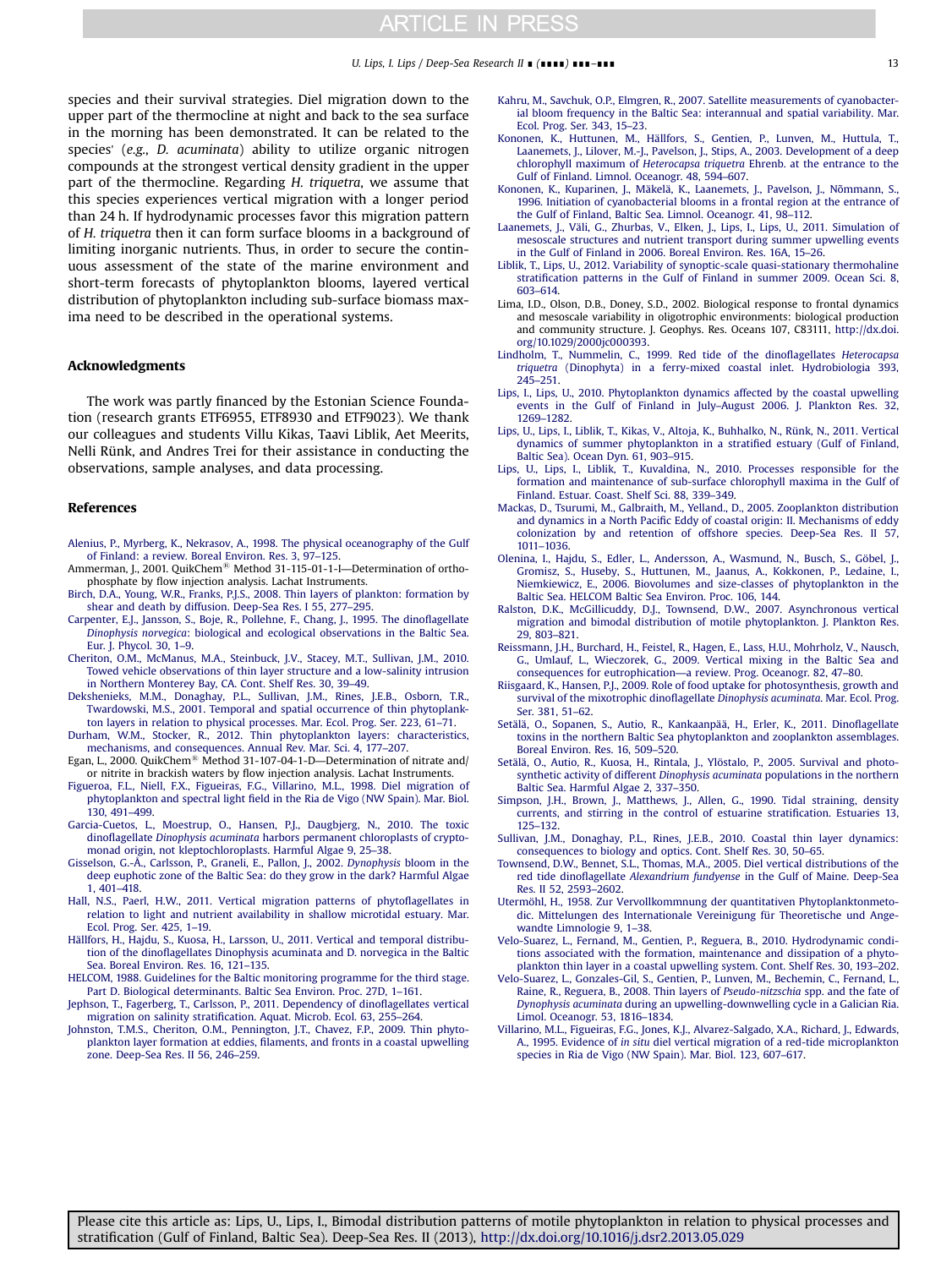species and their survival strategies. Diel migration down to the upper part of the thermocline at night and back to the sea surface in the morning has been demonstrated. It can be related to the species' (*e.g.*, *D. acuminata*) ability to utilize organic nitrogen compounds at the strongest vertical density gradient in the upper part of the thermocline. Regarding *H. triquetra*, we assume that this species experiences vertical migration with a longer period than 24 h. If hydrodynamic processes favor this migration pattern of *H. triquetra* then it can form surface blooms in a background of limiting inorganic nutrients. Thus, in order to secure the continuous assessment of the state of the marine environment and short-term forecasts of phytoplankton blooms, layered vertical distribution of phytoplankton including sub-surface biomass maxima need to be described in the operational systems.

## Acknowledgments

The work was partly financed by the Estonian Science Foundation (research grants ETF6955, ETF8930 and ETF9023). We thank our colleagues and students Villu Kikas, Taavi Liblik, Aet Meerits, Nelli Rünk, and Andres Trei for their assistance in conducting the observations, sample analyses, and data processing.

## References

Alenius, P., Myrberg, K., Nekrasov, A., 1998. The physical oceanography of the Gulf of Finland: a review. Boreal Environ. Res. 3, 97–125.

Ammerman, J., 2001. QuikChem® Method 31-115-01-1-I—Determination of orthophosphate by flow injection analysis. Lachat Instruments.

Birch, D.A., Young, W.R., Franks, P.J.S., 2008. Thin layers of plankton: formation by shear and death by diffusion. Deep-Sea Res. I 55, 277–295.

Carpenter, E.J., Jansson, S., Boje, R., Pollehne, F., Chang, J., 1995. The dinoflagellate *Dinophysis norvegica*: biological and ecological observations in the Baltic Sea. Eur. J. Phycol. 30, 1–9.

Cheriton, O.M., McManus, M.A., Steinbuck, J.V., Stacey, M.T., Sullivan, J.M., 2010. Towed vehicle observations of thin layer structure and a low-salinity intrusion in Northern Monterey Bay, CA. Cont. Shelf Res. 30, 39–49.

Dekshenieks, M.M., Donaghay, P.L., Sullivan, J.M., Rines, J.E.B., Osborn, T.R., Twardowski, M.S., 2001. Temporal and spatial occurrence of thin phytoplankton layers in relation to physical processes. Mar. Ecol. Prog. Ser. 223, 61–71.

Durham, W.M., Stocker, R., 2012. Thin phytoplankton layers: characteristics, mechanisms, and consequences. Annual Rev. Mar. Sci. 4, 177–207.

Egan, L., 2000. QuikChem® Method 31-107-04-1-D—Determination of nitrate and/or nitrite in brackish waters by flow injection analysis. Lachat Instruments.

Figueroa, F.L., Niell, F.X., Figueiras, F.G., Villarino, M.L., 1998. Diel migration of phytoplankton and spectral light field in the Ria de Vigo (NW Spain). Mar. Biol. 130, 491–499.

Garcia-Cuetos, L., Moestrup, O., Hansen, P.J., Daugbjerg, N., 2010. The toxic dinoflagellate *Dinophysis acuminata* harbors permanent chloroplasts of cryptomonad origin, not kleptochloroplasts. Harmful Algae 9, 25–38.

Gisselson, G.-Å., Carlsson, P., Graneli, E., Pallon, J., 2002. *Dynophysis* bloom in the deep euphotic zone of the Baltic Sea: do they grow in the dark? Harmful Algae 1, 401–418.

Hall, N.S., Paerl, H.W., 2011. Vertical migration patterns of phytoflagellates in relation to light and nutrient availability in shallow microtidal estuary. Mar. Ecol. Prog. Ser. 425, 1–19.

Hällfors, H., Hajdu, S., Kuosa, H., Larsson, U., 2011. Vertical and temporal distribution of the dinoflagellates Dinophysis acuminata and D. norvegica in the Baltic Sea. Boreal Environ. Res. 16, 121–135.

HELCOM, 1988. Guidelines for the Baltic monitoring programme for the third stage. Part D. Biological determinants. Baltic Sea Environ. Proc. 27D, 1–161.

Jephson, T., Fagerberg, T., Carlsson, P., 2011. Dependency of dinoflagellates vertical migration on salinity stratification. Aquat. Microb. Ecol. 63, 255–264.

Johnston, T.M.S., Cheriton, O.M., Pennington, J.T., Chavez, F.P., 2009. Thin phytoplankton layer formation at eddies, filaments, and fronts in a coastal upwelling zone. Deep-Sea Res. II 56, 246–259.

Kahru, M., Savchuk, O.P., Elmgren, R., 2007. Satellite measurements of cyanobacterial bloom frequency in the Baltic Sea: interannual and spatial variability. Mar. Ecol. Prog. Ser. 343, 15–23.

Kononen, K., Huttunen, M., Hällfors, S., Gentien, P., Lunven, M., Huttula, T., Laanemets, J., Lilover, M.-J., Pavelson, J., Stips, A., 2003. Development of a deep chlorophyll maximum of *Heterocapsa triquetra* Ehrenb. at the entrance to the Gulf of Finland. Limnol. Oceanogr. 48, 594–607.

Kononen, K., Kuparinen, J., Mäkelä, K., Laanemets, J., Pavelson, J., Nõmmann, S., 1996. Initiation of cyanobacterial blooms in a frontal region at the entrance of the Gulf of Finland, Baltic Sea. Limnol. Oceanogr. 41, 98–112.

Laanemets, J., Väli, G., Zhurbas, V., Elken, J., Lips, I., Lips, U., 2011. Simulation of mesoscale structures and nutrient transport during summer upwelling events in the Gulf of Finland in 2006. Boreal Environ. Res. 16A, 15–26.

Liblik, T., Lips, U., 2012. Variability of synoptic-scale quasi-stationary thermohaline stratification patterns in the Gulf of Finland in summer 2009. Ocean Sci. 8, 603–614.

Lima, I.D., Olson, D.B., Doney, S.D., 2002. Biological response to frontal dynamics and mesoscale variability in oligotrophic environments: biological production and community structure. J. Geophys. Res. Oceans 107, C83111, http://dx.doi.org/10.1029/2000jc000393.

Lindholm, T., Nummelin, C., 1999. Red tide of the dinoflagellates *Heterocapsa triquetra* (Dinophyta) in a ferry-mixed coastal inlet. Hydrobiologia 393, 245–251.

Lips, I., Lips, U., 2010. Phytoplankton dynamics affected by the coastal upwelling events in the Gulf of Finland in July–August 2006. J. Plankton Res. 32, 1269–1282.

Lips, U., Lips, I., Liblik, T., Kikas, V., Altoja, K., Buhhalko, N., Rünk, N., 2011. Vertical dynamics of summer phytoplankton in a stratified estuary (Gulf of Finland, Baltic Sea). Ocean Dyn. 61, 903–915.

Lips, U., Lips, I., Liblik, T., Kuvaldina, N., 2010. Processes responsible for the formation and maintenance of sub-surface chlorophyll maxima in the Gulf of Finland. Estuar. Coast. Shelf Sci. 88, 339–349.

Mackas, D., Tsurumi, M., Galbraith, M., Yelland, D., 2005. Zooplankton distribution and dynamics in a North Pacific Eddy of coastal origin: II. Mechanisms of eddy colonization by and retention of offshore species. Deep-Sea Res. II 57, 1011–1036.

Olenina, I., Hajdu, S., Edler, L., Andersson, A., Wasmund, N., Busch, S., Göbel, J., Gromisz, S., Huseby, S., Huttunen, M., Jaanus, A., Kokkonen, P., Ledaine, I., Niemkiewicz, E., 2006. Biovolumes and size-classes of phytoplankton in the Baltic Sea. HELCOM Baltic Sea Environ. Proc. 106, 144.

Ralston, D.K., McGillicuddy, D.J., Townsend, D.W., 2007. Asynchronous vertical migration and bimodal distribution of motile phytoplankton. J. Plankton Res. 29, 803–821.

Reissmann, J.H., Burchard, H., Feistel, R., Hagen, E., Lass, H.U., Mohrholz, V., Nausch, G., Umlauf, L., Wieczorek, G., 2009. Vertical mixing in the Baltic Sea and consequences for eutrophication—a review. Prog. Oceanogr. 82, 47–80.

Riisgaard, K., Hansen, P.J., 2009. Role of food uptake for photosynthesis, growth and survival of the mixotrophic dinoflagellate *Dinophysis acuminata*. Mar. Ecol. Prog. Ser. 381, 51–62.

Setälä, O., Sopanen, S., Autio, R., Kankaanpää, H., Erler, K., 2011. Dinoflagellate toxins in the northern Baltic Sea phytoplankton and zooplankton assemblages. Boreal Environ. Res. 16, 509–520.

Setälä, O., Autio, R., Kuosa, H., Rintala, J., Ylöstalo, P., 2005. Survival and photosynthetic activity of different *Dinophysis acuminata* populations in the northern Baltic Sea. Harmful Algae 2, 337–350.

Simpson, J.H., Brown, J., Matthews, J., Allen, G., 1990. Tidal straining, density currents, and stirring in the control of estuarine stratification. Estuaries 13, 125–132.

Sullivan, J.M., Donaghay, P.L., Rines, J.E.B., 2010. Coastal thin layer dynamics: consequences to biology and optics. Cont. Shelf Res. 30, 50–65.

Townsend, D.W., Bennet, S.L., Thomas, M.A., 2005. Diel vertical distributions of the red tide dinoflagellate *Alexandrium fundyense* in the Gulf of Maine. Deep-Sea Res. II 52, 2593–2602.

Utermöhl, H., 1958. Zur Vervollkommnung der quantitativen Phytoplanktonmetodic. Mitteilungen des Internationale Vereinigung für Theoretische und Angewandte Limnologie 9, 1–38.

Velo-Suarez, L., Fernand, M., Gentien, P., Reguera, B., 2010. Hydrodynamic conditions associated with the formation, maintenance and dissipation of a phytoplankton thin layer in a coastal upwelling system. Cont. Shelf Res. 30, 193–202.

Velo-Suarez, L., Gonzales-Gil, S., Gentien, P., Lunven, M., Bechemin, C., Fernand, L., Raine, R., Reguera, B., 2008. Thin layers of *Pseudo-nitzschia* spp. and the fate of *Dynophysis acuminata* during an upwelling-downwelling cycle in a Galician Ria. Limol. Oceanogr. 53, 1816–1834.

Villarino, M.L., Figueiras, F.G., Jones, K.J., Alvarez-Salgado, X.A., Richard, J., Edwards, A., 1995. Evidence of *in situ* diel vertical migration of a red-tide microplankton species in Ria de Vigo (NW Spain). Mar. Biol. 123, 607–617.